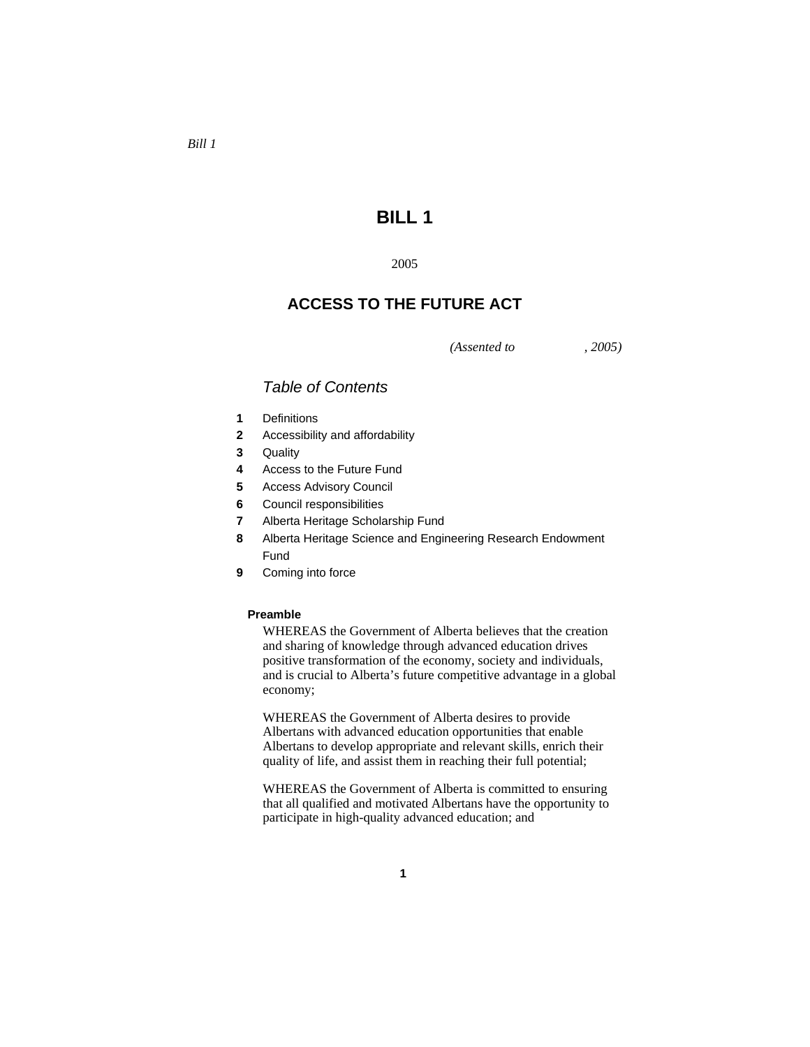*Bill 1*

# BILL 1

2005

## ACCESS TO THE FUTURE ACT

*(Assented to , 2005)*

### *Table of Contents*

**1** Definitions
**2** Accessibility and affordability
**3** Quality
**4** Access to the Future Fund
**5** Access Advisory Council
**6** Council responsibilities
**7** Alberta Heritage Scholarship Fund
**8** Alberta Heritage Science and Engineering Research Endowment Fund
**9** Coming into force

**Preamble**

WHEREAS the Government of Alberta believes that the creation and sharing of knowledge through advanced education drives positive transformation of the economy, society and individuals, and is crucial to Alberta's future competitive advantage in a global economy;

WHEREAS the Government of Alberta desires to provide Albertans with advanced education opportunities that enable Albertans to develop appropriate and relevant skills, enrich their quality of life, and assist them in reaching their full potential;

WHEREAS the Government of Alberta is committed to ensuring that all qualified and motivated Albertans have the opportunity to participate in high-quality advanced education; and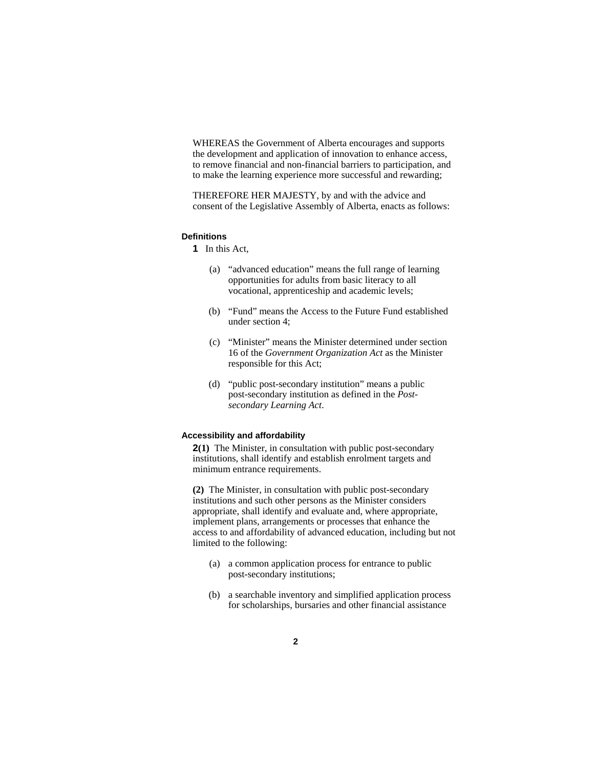WHEREAS the Government of Alberta encourages and supports the development and application of innovation to enhance access, to remove financial and non-financial barriers to participation, and to make the learning experience more successful and rewarding;

THEREFORE HER MAJESTY, by and with the advice and consent of the Legislative Assembly of Alberta, enacts as follows:

**Definitions**

**1** In this Act,

(a) "advanced education" means the full range of learning opportunities for adults from basic literacy to all vocational, apprenticeship and academic levels;

(b) "Fund" means the Access to the Future Fund established under section 4;

(c) "Minister" means the Minister determined under section 16 of the *Government Organization Act* as the Minister responsible for this Act;

(d) "public post-secondary institution" means a public post-secondary institution as defined in the *Post-secondary Learning Act*.

**Accessibility and affordability**

**2(1)** The Minister, in consultation with public post-secondary institutions, shall identify and establish enrolment targets and minimum entrance requirements.

**(2)** The Minister, in consultation with public post-secondary institutions and such other persons as the Minister considers appropriate, shall identify and evaluate and, where appropriate, implement plans, arrangements or processes that enhance the access to and affordability of advanced education, including but not limited to the following:

(a) a common application process for entrance to public post-secondary institutions;

(b) a searchable inventory and simplified application process for scholarships, bursaries and other financial assistance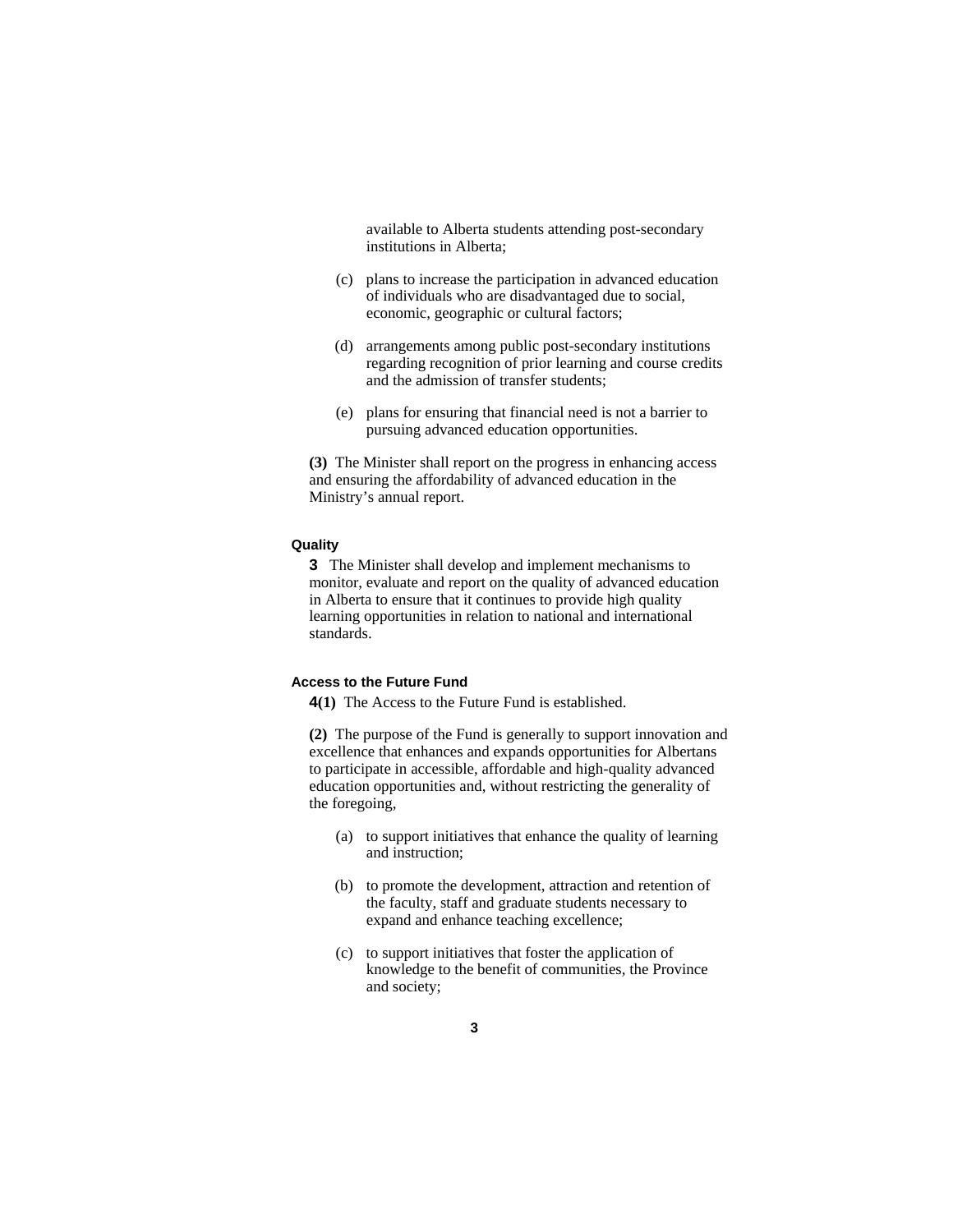available to Alberta students attending post-secondary institutions in Alberta;

(c) plans to increase the participation in advanced education of individuals who are disadvantaged due to social, economic, geographic or cultural factors;

(d) arrangements among public post-secondary institutions regarding recognition of prior learning and course credits and the admission of transfer students;

(e) plans for ensuring that financial need is not a barrier to pursuing advanced education opportunities.

**(3)** The Minister shall report on the progress in enhancing access and ensuring the affordability of advanced education in the Ministry's annual report.

#### Quality

**3** The Minister shall develop and implement mechanisms to monitor, evaluate and report on the quality of advanced education in Alberta to ensure that it continues to provide high quality learning opportunities in relation to national and international standards.

#### Access to the Future Fund

**4(1)** The Access to the Future Fund is established.

**(2)** The purpose of the Fund is generally to support innovation and excellence that enhances and expands opportunities for Albertans to participate in accessible, affordable and high-quality advanced education opportunities and, without restricting the generality of the foregoing,

(a) to support initiatives that enhance the quality of learning and instruction;

(b) to promote the development, attraction and retention of the faculty, staff and graduate students necessary to expand and enhance teaching excellence;

(c) to support initiatives that foster the application of knowledge to the benefit of communities, the Province and society;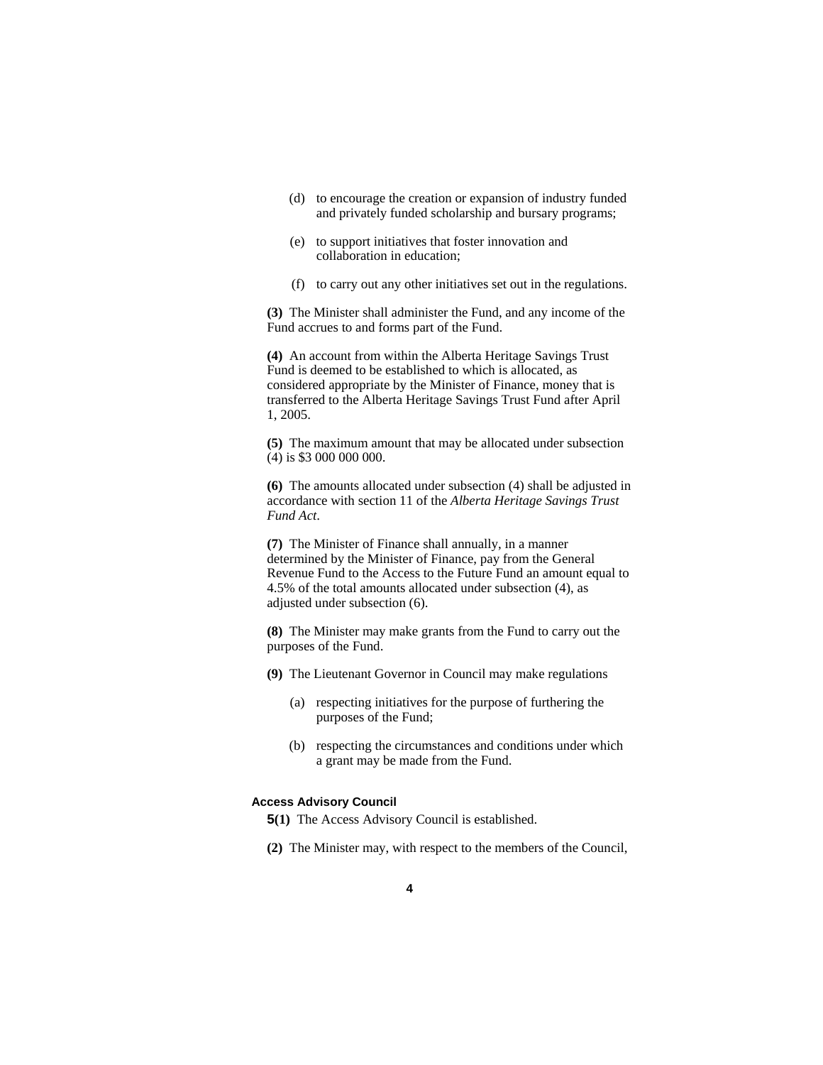(d) to encourage the creation or expansion of industry funded and privately funded scholarship and bursary programs;

(e) to support initiatives that foster innovation and collaboration in education;

(f) to carry out any other initiatives set out in the regulations.

**(3)** The Minister shall administer the Fund, and any income of the Fund accrues to and forms part of the Fund.

**(4)** An account from within the Alberta Heritage Savings Trust Fund is deemed to be established to which is allocated, as considered appropriate by the Minister of Finance, money that is transferred to the Alberta Heritage Savings Trust Fund after April 1, 2005.

**(5)** The maximum amount that may be allocated under subsection (4) is $3 000 000 000.

**(6)** The amounts allocated under subsection (4) shall be adjusted in accordance with section 11 of the *Alberta Heritage Savings Trust Fund Act*.

**(7)** The Minister of Finance shall annually, in a manner determined by the Minister of Finance, pay from the General Revenue Fund to the Access to the Future Fund an amount equal to 4.5% of the total amounts allocated under subsection (4), as adjusted under subsection (6).

**(8)** The Minister may make grants from the Fund to carry out the purposes of the Fund.

**(9)** The Lieutenant Governor in Council may make regulations

(a) respecting initiatives for the purpose of furthering the purposes of the Fund;

(b) respecting the circumstances and conditions under which a grant may be made from the Fund.

**Access Advisory Council**

**5(1)** The Access Advisory Council is established.

**(2)** The Minister may, with respect to the members of the Council,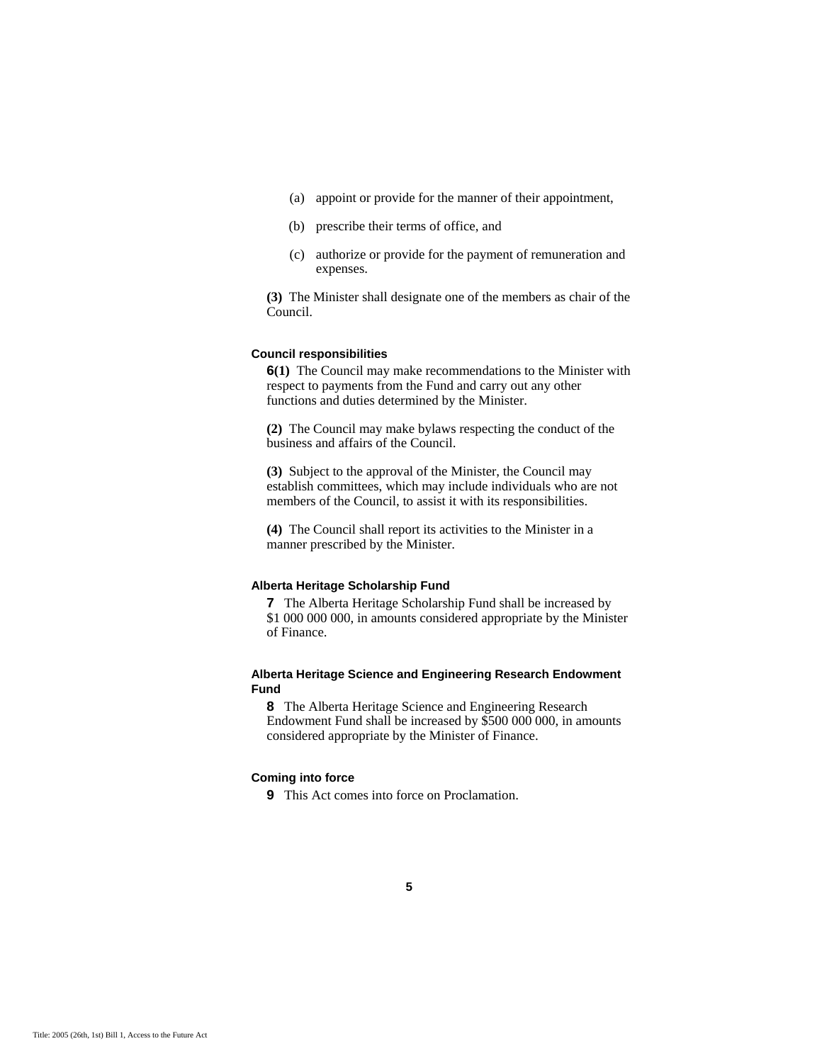(a) appoint or provide for the manner of their appointment,

(b) prescribe their terms of office, and

(c) authorize or provide for the payment of remuneration and expenses.

**(3)** The Minister shall designate one of the members as chair of the Council.

#### Council responsibilities

**6(1)** The Council may make recommendations to the Minister with respect to payments from the Fund and carry out any other functions and duties determined by the Minister.

**(2)** The Council may make bylaws respecting the conduct of the business and affairs of the Council.

**(3)** Subject to the approval of the Minister, the Council may establish committees, which may include individuals who are not members of the Council, to assist it with its responsibilities.

**(4)** The Council shall report its activities to the Minister in a manner prescribed by the Minister.

#### Alberta Heritage Scholarship Fund

**7** The Alberta Heritage Scholarship Fund shall be increased by $1 000 000 000, in amounts considered appropriate by the Minister of Finance.

#### Alberta Heritage Science and Engineering Research Endowment Fund

**8** The Alberta Heritage Science and Engineering Research Endowment Fund shall be increased by $500 000 000, in amounts considered appropriate by the Minister of Finance.

#### Coming into force

**9** This Act comes into force on Proclamation.